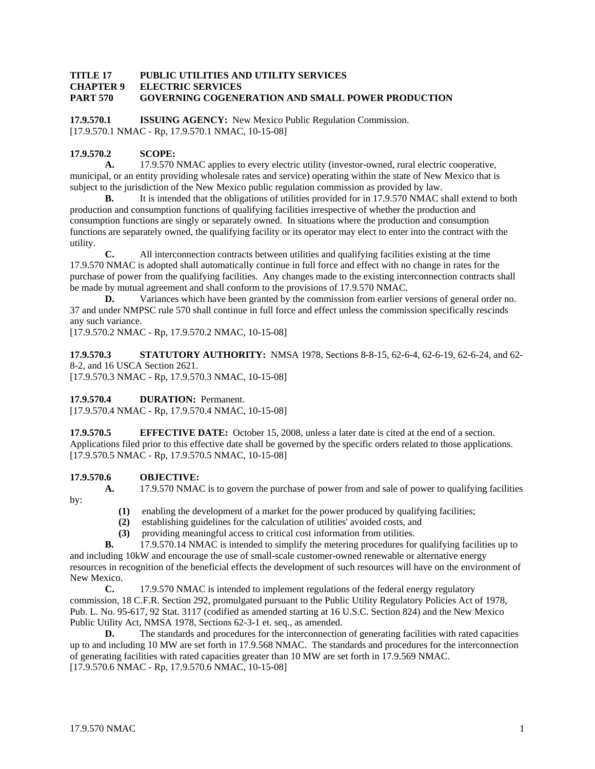**TITLE 17 PUBLIC UTILITIES AND UTILITY SERVICES**
**CHAPTER 9 ELECTRIC SERVICES**
**PART 570 GOVERNING COGENERATION AND SMALL POWER PRODUCTION**

**17.9.570.1 ISSUING AGENCY:** New Mexico Public Regulation Commission.
[17.9.570.1 NMAC - Rp, 17.9.570.1 NMAC, 10-15-08]

**17.9.570.2 SCOPE:**

**A.** 17.9.570 NMAC applies to every electric utility (investor-owned, rural electric cooperative, municipal, or an entity providing wholesale rates and service) operating within the state of New Mexico that is subject to the jurisdiction of the New Mexico public regulation commission as provided by law.

**B.** It is intended that the obligations of utilities provided for in 17.9.570 NMAC shall extend to both production and consumption functions of qualifying facilities irrespective of whether the production and consumption functions are singly or separately owned. In situations where the production and consumption functions are separately owned, the qualifying facility or its operator may elect to enter into the contract with the utility.

**C.** All interconnection contracts between utilities and qualifying facilities existing at the time 17.9.570 NMAC is adopted shall automatically continue in full force and effect with no change in rates for the purchase of power from the qualifying facilities. Any changes made to the existing interconnection contracts shall be made by mutual agreement and shall conform to the provisions of 17.9.570 NMAC.

**D.** Variances which have been granted by the commission from earlier versions of general order no. 37 and under NMPSC rule 570 shall continue in full force and effect unless the commission specifically rescinds any such variance.
[17.9.570.2 NMAC - Rp, 17.9.570.2 NMAC, 10-15-08]

**17.9.570.3 STATUTORY AUTHORITY:** NMSA 1978, Sections 8-8-15, 62-6-4, 62-6-19, 62-6-24, and 62-8-2, and 16 USCA Section 2621.
[17.9.570.3 NMAC - Rp, 17.9.570.3 NMAC, 10-15-08]

**17.9.570.4 DURATION:** Permanent.
[17.9.570.4 NMAC - Rp, 17.9.570.4 NMAC, 10-15-08]

**17.9.570.5 EFFECTIVE DATE:** October 15, 2008, unless a later date is cited at the end of a section. Applications filed prior to this effective date shall be governed by the specific orders related to those applications.
[17.9.570.5 NMAC - Rp, 17.9.570.5 NMAC, 10-15-08]

**17.9.570.6 OBJECTIVE:**

**A.** 17.9.570 NMAC is to govern the purchase of power from and sale of power to qualifying facilities by:

**(1)** enabling the development of a market for the power produced by qualifying facilities;
**(2)** establishing guidelines for the calculation of utilities' avoided costs, and
**(3)** providing meaningful access to critical cost information from utilities.

**B.** 17.9.570.14 NMAC is intended to simplify the metering procedures for qualifying facilities up to and including 10kW and encourage the use of small-scale customer-owned renewable or alternative energy resources in recognition of the beneficial effects the development of such resources will have on the environment of New Mexico.

**C.** 17.9.570 NMAC is intended to implement regulations of the federal energy regulatory commission, 18 C.F.R. Section 292, promulgated pursuant to the Public Utility Regulatory Policies Act of 1978, Pub. L. No. 95-617, 92 Stat. 3117 (codified as amended starting at 16 U.S.C. Section 824) and the New Mexico Public Utility Act, NMSA 1978, Sections 62-3-1 et. seq., as amended.

**D.** The standards and procedures for the interconnection of generating facilities with rated capacities up to and including 10 MW are set forth in 17.9.568 NMAC. The standards and procedures for the interconnection of generating facilities with rated capacities greater than 10 MW are set forth in 17.9.569 NMAC.
[17.9.570.6 NMAC - Rp, 17.9.570.6 NMAC, 10-15-08]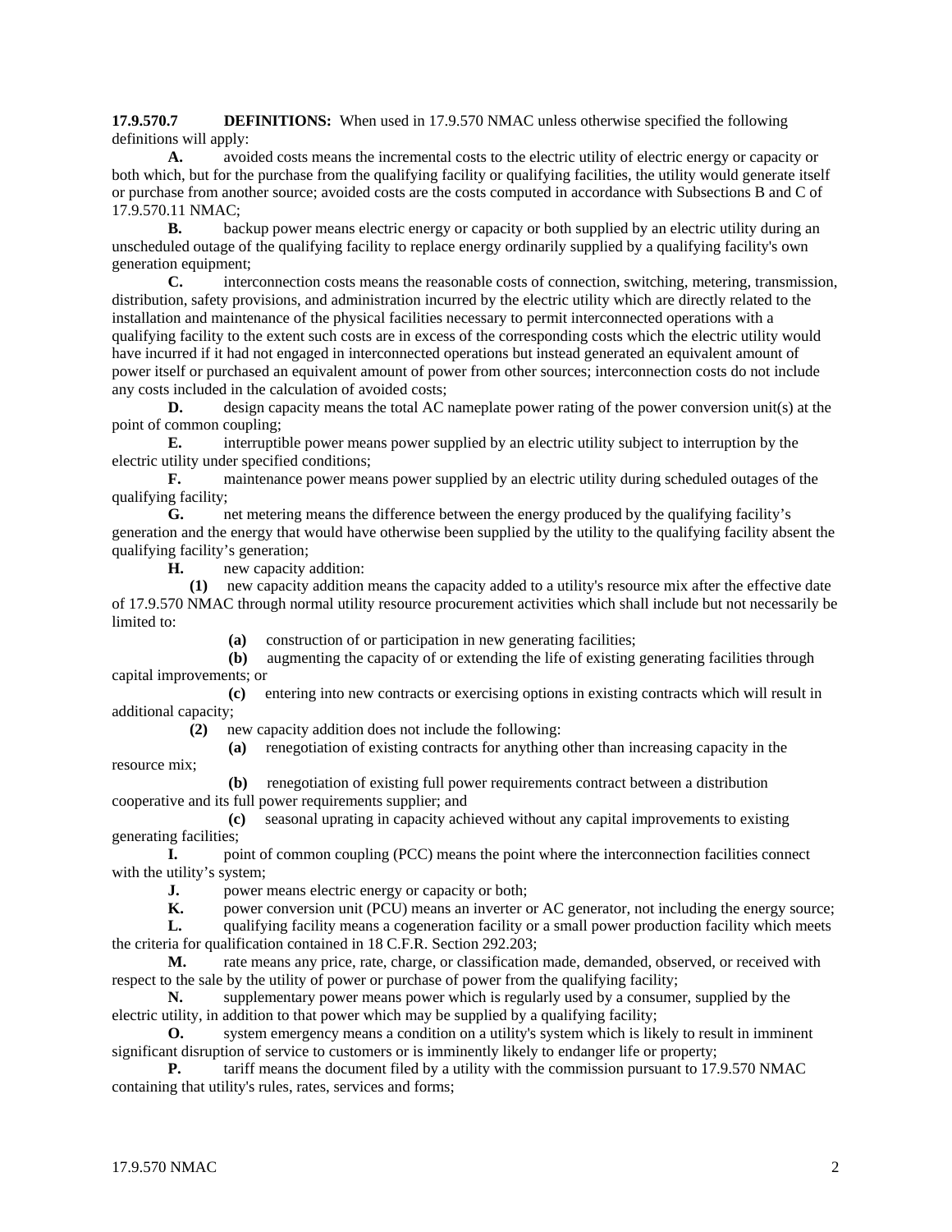**17.9.570.7 DEFINITIONS:** When used in 17.9.570 NMAC unless otherwise specified the following definitions will apply:

**A.** avoided costs means the incremental costs to the electric utility of electric energy or capacity or both which, but for the purchase from the qualifying facility or qualifying facilities, the utility would generate itself or purchase from another source; avoided costs are the costs computed in accordance with Subsections B and C of 17.9.570.11 NMAC;

**B.** backup power means electric energy or capacity or both supplied by an electric utility during an unscheduled outage of the qualifying facility to replace energy ordinarily supplied by a qualifying facility's own generation equipment;

**C.** interconnection costs means the reasonable costs of connection, switching, metering, transmission, distribution, safety provisions, and administration incurred by the electric utility which are directly related to the installation and maintenance of the physical facilities necessary to permit interconnected operations with a qualifying facility to the extent such costs are in excess of the corresponding costs which the electric utility would have incurred if it had not engaged in interconnected operations but instead generated an equivalent amount of power itself or purchased an equivalent amount of power from other sources; interconnection costs do not include any costs included in the calculation of avoided costs;

**D.** design capacity means the total AC nameplate power rating of the power conversion unit(s) at the point of common coupling;

**E.** interruptible power means power supplied by an electric utility subject to interruption by the electric utility under specified conditions;

**F.** maintenance power means power supplied by an electric utility during scheduled outages of the qualifying facility;

**G.** net metering means the difference between the energy produced by the qualifying facility's generation and the energy that would have otherwise been supplied by the utility to the qualifying facility absent the qualifying facility's generation;

**H.** new capacity addition:

**(1)** new capacity addition means the capacity added to a utility's resource mix after the effective date of 17.9.570 NMAC through normal utility resource procurement activities which shall include but not necessarily be limited to:

**(a)** construction of or participation in new generating facilities;

**(b)** augmenting the capacity of or extending the life of existing generating facilities through capital improvements; or

**(c)** entering into new contracts or exercising options in existing contracts which will result in additional capacity;

**(2)** new capacity addition does not include the following:

**(a)** renegotiation of existing contracts for anything other than increasing capacity in the resource mix;

**(b)** renegotiation of existing full power requirements contract between a distribution cooperative and its full power requirements supplier; and

**(c)** seasonal uprating in capacity achieved without any capital improvements to existing generating facilities;

**I.** point of common coupling (PCC) means the point where the interconnection facilities connect with the utility's system;

**J.** power means electric energy or capacity or both;

**K.** power conversion unit (PCU) means an inverter or AC generator, not including the energy source;

**L.** qualifying facility means a cogeneration facility or a small power production facility which meets the criteria for qualification contained in 18 C.F.R. Section 292.203;

**M.** rate means any price, rate, charge, or classification made, demanded, observed, or received with respect to the sale by the utility of power or purchase of power from the qualifying facility;

**N.** supplementary power means power which is regularly used by a consumer, supplied by the electric utility, in addition to that power which may be supplied by a qualifying facility;

**O.** system emergency means a condition on a utility's system which is likely to result in imminent significant disruption of service to customers or is imminently likely to endanger life or property;

**P.** tariff means the document filed by a utility with the commission pursuant to 17.9.570 NMAC containing that utility's rules, rates, services and forms;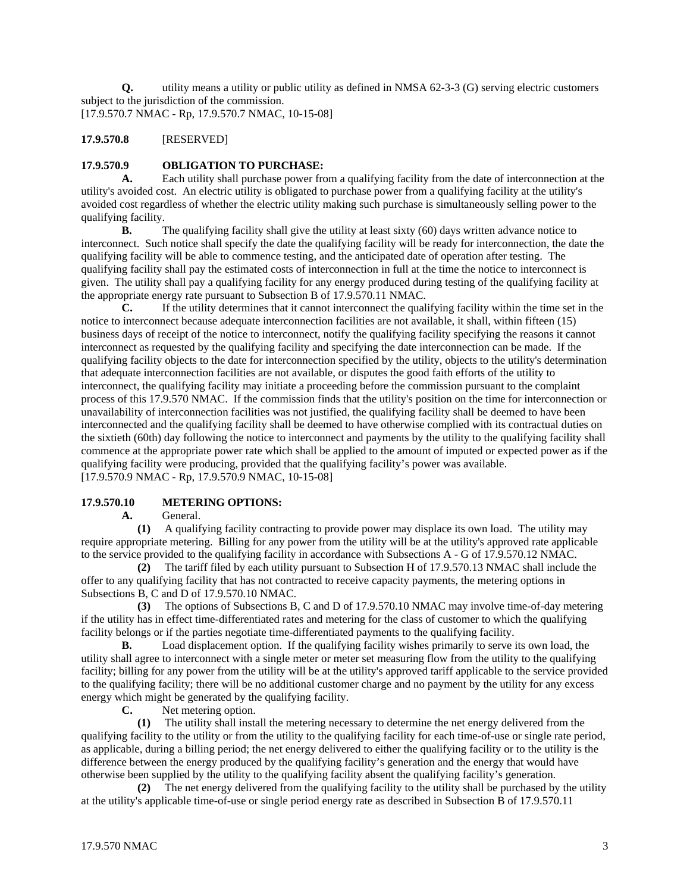**Q.** utility means a utility or public utility as defined in NMSA 62-3-3 (G) serving electric customers subject to the jurisdiction of the commission.
[17.9.570.7 NMAC - Rp, 17.9.570.7 NMAC, 10-15-08]

**17.9.570.8** [RESERVED]

**17.9.570.9 OBLIGATION TO PURCHASE:**

**A.** Each utility shall purchase power from a qualifying facility from the date of interconnection at the utility's avoided cost. An electric utility is obligated to purchase power from a qualifying facility at the utility's avoided cost regardless of whether the electric utility making such purchase is simultaneously selling power to the qualifying facility.

**B.** The qualifying facility shall give the utility at least sixty (60) days written advance notice to interconnect. Such notice shall specify the date the qualifying facility will be ready for interconnection, the date the qualifying facility will be able to commence testing, and the anticipated date of operation after testing. The qualifying facility shall pay the estimated costs of interconnection in full at the time the notice to interconnect is given. The utility shall pay a qualifying facility for any energy produced during testing of the qualifying facility at the appropriate energy rate pursuant to Subsection B of 17.9.570.11 NMAC.

**C.** If the utility determines that it cannot interconnect the qualifying facility within the time set in the notice to interconnect because adequate interconnection facilities are not available, it shall, within fifteen (15) business days of receipt of the notice to interconnect, notify the qualifying facility specifying the reasons it cannot interconnect as requested by the qualifying facility and specifying the date interconnection can be made. If the qualifying facility objects to the date for interconnection specified by the utility, objects to the utility's determination that adequate interconnection facilities are not available, or disputes the good faith efforts of the utility to interconnect, the qualifying facility may initiate a proceeding before the commission pursuant to the complaint process of this 17.9.570 NMAC. If the commission finds that the utility's position on the time for interconnection or unavailability of interconnection facilities was not justified, the qualifying facility shall be deemed to have been interconnected and the qualifying facility shall be deemed to have otherwise complied with its contractual duties on the sixtieth (60th) day following the notice to interconnect and payments by the utility to the qualifying facility shall commence at the appropriate power rate which shall be applied to the amount of imputed or expected power as if the qualifying facility were producing, provided that the qualifying facility's power was available.
[17.9.570.9 NMAC - Rp, 17.9.570.9 NMAC, 10-15-08]

**17.9.570.10 METERING OPTIONS:**

**A.** General.

**(1)** A qualifying facility contracting to provide power may displace its own load. The utility may require appropriate metering. Billing for any power from the utility will be at the utility's approved rate applicable to the service provided to the qualifying facility in accordance with Subsections A - G of 17.9.570.12 NMAC.

**(2)** The tariff filed by each utility pursuant to Subsection H of 17.9.570.13 NMAC shall include the offer to any qualifying facility that has not contracted to receive capacity payments, the metering options in Subsections B, C and D of 17.9.570.10 NMAC.

**(3)** The options of Subsections B, C and D of 17.9.570.10 NMAC may involve time-of-day metering if the utility has in effect time-differentiated rates and metering for the class of customer to which the qualifying facility belongs or if the parties negotiate time-differentiated payments to the qualifying facility.

**B.** Load displacement option. If the qualifying facility wishes primarily to serve its own load, the utility shall agree to interconnect with a single meter or meter set measuring flow from the utility to the qualifying facility; billing for any power from the utility will be at the utility's approved tariff applicable to the service provided to the qualifying facility; there will be no additional customer charge and no payment by the utility for any excess energy which might be generated by the qualifying facility.

**C.** Net metering option.

**(1)** The utility shall install the metering necessary to determine the net energy delivered from the qualifying facility to the utility or from the utility to the qualifying facility for each time-of-use or single rate period, as applicable, during a billing period; the net energy delivered to either the qualifying facility or to the utility is the difference between the energy produced by the qualifying facility's generation and the energy that would have otherwise been supplied by the utility to the qualifying facility absent the qualifying facility's generation.

**(2)** The net energy delivered from the qualifying facility to the utility shall be purchased by the utility at the utility's applicable time-of-use or single period energy rate as described in Subsection B of 17.9.570.11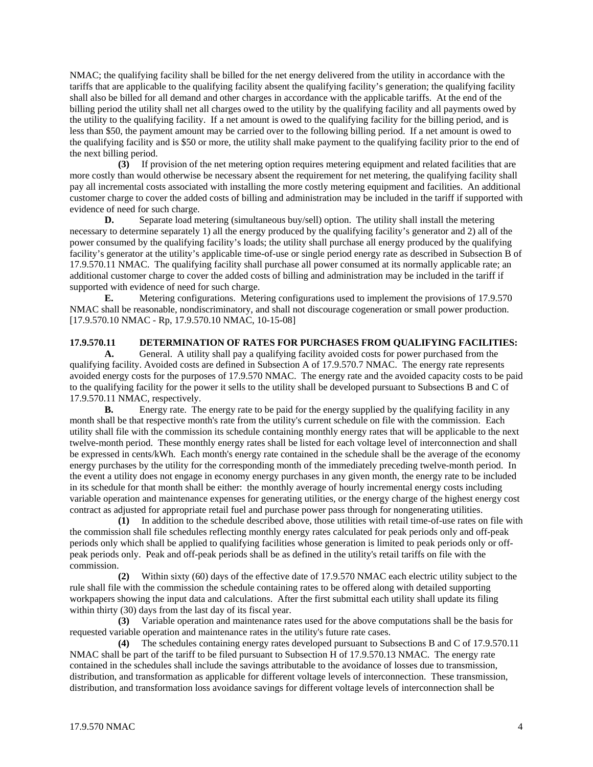NMAC; the qualifying facility shall be billed for the net energy delivered from the utility in accordance with the tariffs that are applicable to the qualifying facility absent the qualifying facility's generation; the qualifying facility shall also be billed for all demand and other charges in accordance with the applicable tariffs. At the end of the billing period the utility shall net all charges owed to the utility by the qualifying facility and all payments owed by the utility to the qualifying facility. If a net amount is owed to the qualifying facility for the billing period, and is less than $50, the payment amount may be carried over to the following billing period. If a net amount is owed to the qualifying facility and is $50 or more, the utility shall make payment to the qualifying facility prior to the end of the next billing period.

**(3)** If provision of the net metering option requires metering equipment and related facilities that are more costly than would otherwise be necessary absent the requirement for net metering, the qualifying facility shall pay all incremental costs associated with installing the more costly metering equipment and facilities. An additional customer charge to cover the added costs of billing and administration may be included in the tariff if supported with evidence of need for such charge.

**D.** Separate load metering (simultaneous buy/sell) option. The utility shall install the metering necessary to determine separately 1) all the energy produced by the qualifying facility's generator and 2) all of the power consumed by the qualifying facility's loads; the utility shall purchase all energy produced by the qualifying facility's generator at the utility's applicable time-of-use or single period energy rate as described in Subsection B of 17.9.570.11 NMAC. The qualifying facility shall purchase all power consumed at its normally applicable rate; an additional customer charge to cover the added costs of billing and administration may be included in the tariff if supported with evidence of need for such charge.

**E.** Metering configurations. Metering configurations used to implement the provisions of 17.9.570 NMAC shall be reasonable, nondiscriminatory, and shall not discourage cogeneration or small power production.
[17.9.570.10 NMAC - Rp, 17.9.570.10 NMAC, 10-15-08]

**17.9.570.11 DETERMINATION OF RATES FOR PURCHASES FROM QUALIFYING FACILITIES:**

**A.** General. A utility shall pay a qualifying facility avoided costs for power purchased from the qualifying facility. Avoided costs are defined in Subsection A of 17.9.570.7 NMAC. The energy rate represents avoided energy costs for the purposes of 17.9.570 NMAC. The energy rate and the avoided capacity costs to be paid to the qualifying facility for the power it sells to the utility shall be developed pursuant to Subsections B and C of 17.9.570.11 NMAC, respectively.

**B.** Energy rate. The energy rate to be paid for the energy supplied by the qualifying facility in any month shall be that respective month's rate from the utility's current schedule on file with the commission. Each utility shall file with the commission its schedule containing monthly energy rates that will be applicable to the next twelve-month period. These monthly energy rates shall be listed for each voltage level of interconnection and shall be expressed in cents/kWh. Each month's energy rate contained in the schedule shall be the average of the economy energy purchases by the utility for the corresponding month of the immediately preceding twelve-month period. In the event a utility does not engage in economy energy purchases in any given month, the energy rate to be included in its schedule for that month shall be either: the monthly average of hourly incremental energy costs including variable operation and maintenance expenses for generating utilities, or the energy charge of the highest energy cost contract as adjusted for appropriate retail fuel and purchase power pass through for nongenerating utilities.

**(1)** In addition to the schedule described above, those utilities with retail time-of-use rates on file with the commission shall file schedules reflecting monthly energy rates calculated for peak periods only and off-peak periods only which shall be applied to qualifying facilities whose generation is limited to peak periods only or off-peak periods only. Peak and off-peak periods shall be as defined in the utility's retail tariffs on file with the commission.

**(2)** Within sixty (60) days of the effective date of 17.9.570 NMAC each electric utility subject to the rule shall file with the commission the schedule containing rates to be offered along with detailed supporting workpapers showing the input data and calculations. After the first submittal each utility shall update its filing within thirty (30) days from the last day of its fiscal year.

**(3)** Variable operation and maintenance rates used for the above computations shall be the basis for requested variable operation and maintenance rates in the utility's future rate cases.

**(4)** The schedules containing energy rates developed pursuant to Subsections B and C of 17.9.570.11 NMAC shall be part of the tariff to be filed pursuant to Subsection H of 17.9.570.13 NMAC. The energy rate contained in the schedules shall include the savings attributable to the avoidance of losses due to transmission, distribution, and transformation as applicable for different voltage levels of interconnection. These transmission, distribution, and transformation loss avoidance savings for different voltage levels of interconnection shall be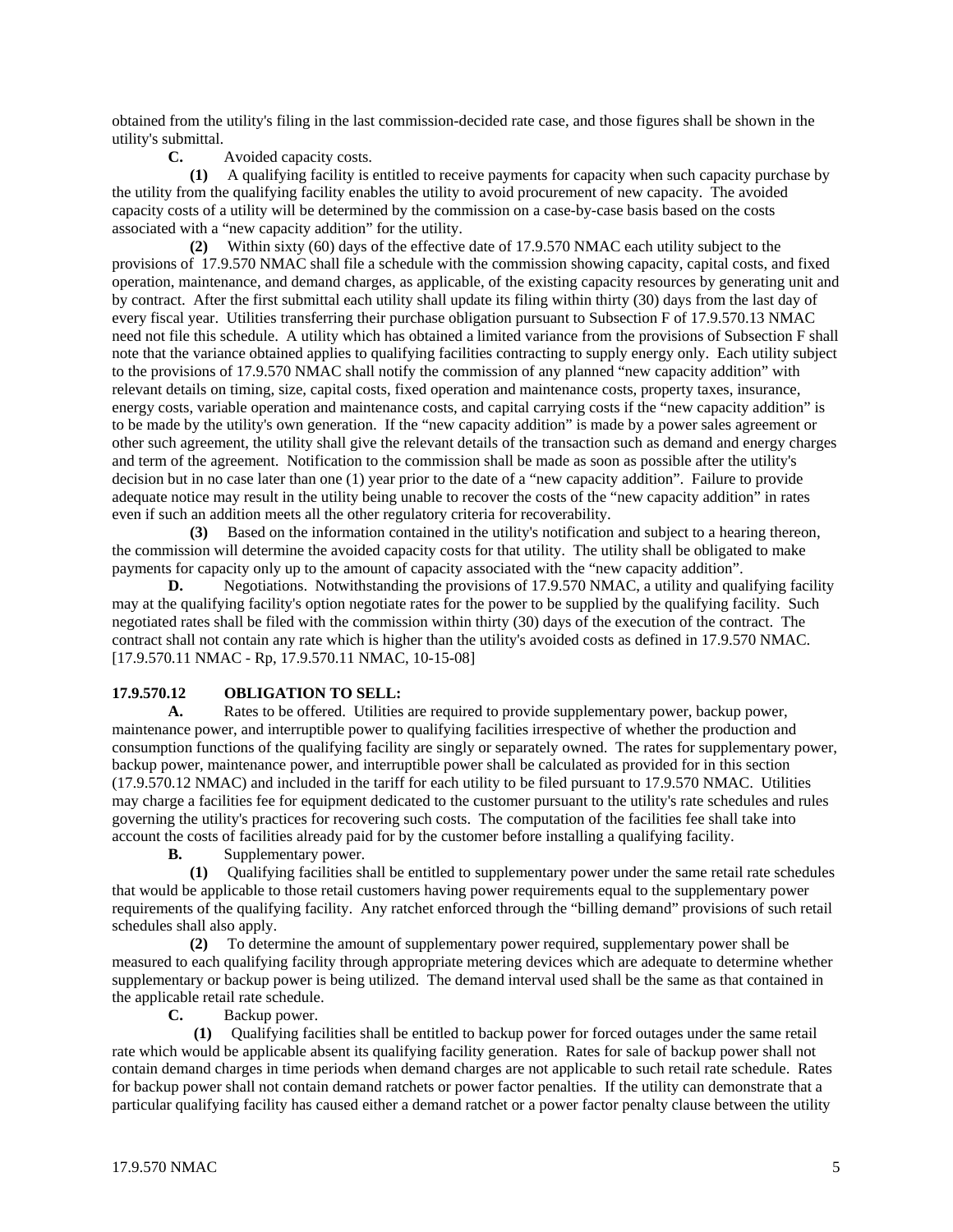obtained from the utility's filing in the last commission-decided rate case, and those figures shall be shown in the utility's submittal.

**C.** Avoided capacity costs.

**(1)** A qualifying facility is entitled to receive payments for capacity when such capacity purchase by the utility from the qualifying facility enables the utility to avoid procurement of new capacity. The avoided capacity costs of a utility will be determined by the commission on a case-by-case basis based on the costs associated with a "new capacity addition" for the utility.

**(2)** Within sixty (60) days of the effective date of 17.9.570 NMAC each utility subject to the provisions of 17.9.570 NMAC shall file a schedule with the commission showing capacity, capital costs, and fixed operation, maintenance, and demand charges, as applicable, of the existing capacity resources by generating unit and by contract. After the first submittal each utility shall update its filing within thirty (30) days from the last day of every fiscal year. Utilities transferring their purchase obligation pursuant to Subsection F of 17.9.570.13 NMAC need not file this schedule. A utility which has obtained a limited variance from the provisions of Subsection F shall note that the variance obtained applies to qualifying facilities contracting to supply energy only. Each utility subject to the provisions of 17.9.570 NMAC shall notify the commission of any planned "new capacity addition" with relevant details on timing, size, capital costs, fixed operation and maintenance costs, property taxes, insurance, energy costs, variable operation and maintenance costs, and capital carrying costs if the "new capacity addition" is to be made by the utility's own generation. If the "new capacity addition" is made by a power sales agreement or other such agreement, the utility shall give the relevant details of the transaction such as demand and energy charges and term of the agreement. Notification to the commission shall be made as soon as possible after the utility's decision but in no case later than one (1) year prior to the date of a "new capacity addition". Failure to provide adequate notice may result in the utility being unable to recover the costs of the "new capacity addition" in rates even if such an addition meets all the other regulatory criteria for recoverability.

**(3)** Based on the information contained in the utility's notification and subject to a hearing thereon, the commission will determine the avoided capacity costs for that utility. The utility shall be obligated to make payments for capacity only up to the amount of capacity associated with the "new capacity addition".

**D.** Negotiations. Notwithstanding the provisions of 17.9.570 NMAC, a utility and qualifying facility may at the qualifying facility's option negotiate rates for the power to be supplied by the qualifying facility. Such negotiated rates shall be filed with the commission within thirty (30) days of the execution of the contract. The contract shall not contain any rate which is higher than the utility's avoided costs as defined in 17.9.570 NMAC.
[17.9.570.11 NMAC - Rp, 17.9.570.11 NMAC, 10-15-08]

**17.9.570.12 OBLIGATION TO SELL:**

**A.** Rates to be offered. Utilities are required to provide supplementary power, backup power, maintenance power, and interruptible power to qualifying facilities irrespective of whether the production and consumption functions of the qualifying facility are singly or separately owned. The rates for supplementary power, backup power, maintenance power, and interruptible power shall be calculated as provided for in this section (17.9.570.12 NMAC) and included in the tariff for each utility to be filed pursuant to 17.9.570 NMAC. Utilities may charge a facilities fee for equipment dedicated to the customer pursuant to the utility's rate schedules and rules governing the utility's practices for recovering such costs. The computation of the facilities fee shall take into account the costs of facilities already paid for by the customer before installing a qualifying facility.

**B.** Supplementary power.

**(1)** Qualifying facilities shall be entitled to supplementary power under the same retail rate schedules that would be applicable to those retail customers having power requirements equal to the supplementary power requirements of the qualifying facility. Any ratchet enforced through the "billing demand" provisions of such retail schedules shall also apply.

**(2)** To determine the amount of supplementary power required, supplementary power shall be measured to each qualifying facility through appropriate metering devices which are adequate to determine whether supplementary or backup power is being utilized. The demand interval used shall be the same as that contained in the applicable retail rate schedule.

**C.** Backup power.

**(1)** Qualifying facilities shall be entitled to backup power for forced outages under the same retail rate which would be applicable absent its qualifying facility generation. Rates for sale of backup power shall not contain demand charges in time periods when demand charges are not applicable to such retail rate schedule. Rates for backup power shall not contain demand ratchets or power factor penalties. If the utility can demonstrate that a particular qualifying facility has caused either a demand ratchet or a power factor penalty clause between the utility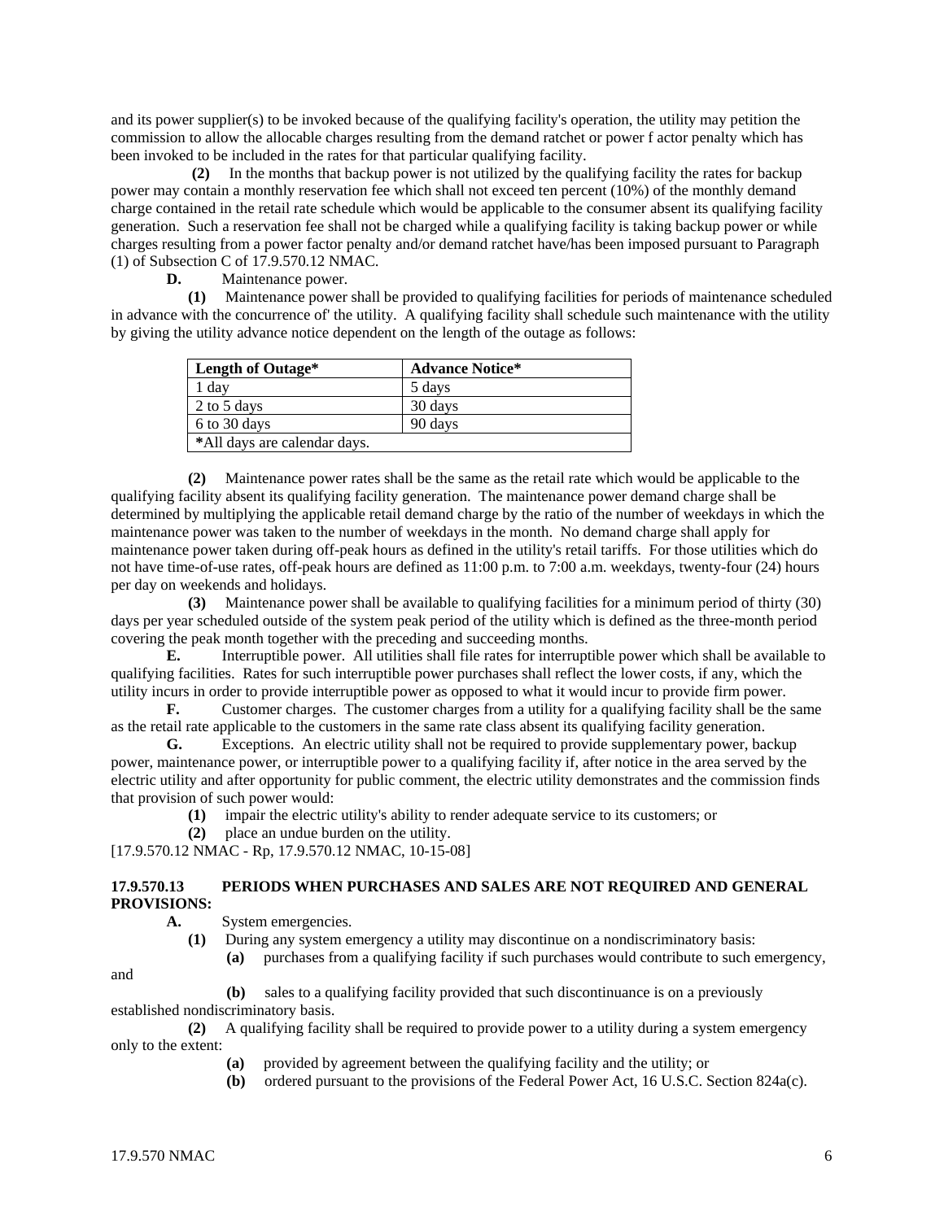and its power supplier(s) to be invoked because of the qualifying facility's operation, the utility may petition the commission to allow the allocable charges resulting from the demand ratchet or power f actor penalty which has been invoked to be included in the rates for that particular qualifying facility.

**(2)** In the months that backup power is not utilized by the qualifying facility the rates for backup power may contain a monthly reservation fee which shall not exceed ten percent (10%) of the monthly demand charge contained in the retail rate schedule which would be applicable to the consumer absent its qualifying facility generation. Such a reservation fee shall not be charged while a qualifying facility is taking backup power or while charges resulting from a power factor penalty and/or demand ratchet have/has been imposed pursuant to Paragraph (1) of Subsection C of 17.9.570.12 NMAC.

**D.** Maintenance power.

**(1)** Maintenance power shall be provided to qualifying facilities for periods of maintenance scheduled in advance with the concurrence of' the utility. A qualifying facility shall schedule such maintenance with the utility by giving the utility advance notice dependent on the length of the outage as follows:

| Length of Outage* | Advance Notice* |
|---|---|
| 1 day | 5 days |
| 2 to 5 days | 30 days |
| 6 to 30 days | 90 days |
| *All days are calendar days. | |

**(2)** Maintenance power rates shall be the same as the retail rate which would be applicable to the qualifying facility absent its qualifying facility generation. The maintenance power demand charge shall be determined by multiplying the applicable retail demand charge by the ratio of the number of weekdays in which the maintenance power was taken to the number of weekdays in the month. No demand charge shall apply for maintenance power taken during off-peak hours as defined in the utility's retail tariffs. For those utilities which do not have time-of-use rates, off-peak hours are defined as 11:00 p.m. to 7:00 a.m. weekdays, twenty-four (24) hours per day on weekends and holidays.

**(3)** Maintenance power shall be available to qualifying facilities for a minimum period of thirty (30) days per year scheduled outside of the system peak period of the utility which is defined as the three-month period covering the peak month together with the preceding and succeeding months.

**E.** Interruptible power. All utilities shall file rates for interruptible power which shall be available to qualifying facilities. Rates for such interruptible power purchases shall reflect the lower costs, if any, which the utility incurs in order to provide interruptible power as opposed to what it would incur to provide firm power.

**F.** Customer charges. The customer charges from a utility for a qualifying facility shall be the same as the retail rate applicable to the customers in the same rate class absent its qualifying facility generation.

**G.** Exceptions. An electric utility shall not be required to provide supplementary power, backup power, maintenance power, or interruptible power to a qualifying facility if, after notice in the area served by the electric utility and after opportunity for public comment, the electric utility demonstrates and the commission finds that provision of such power would:

**(1)** impair the electric utility's ability to render adequate service to its customers; or

**(2)** place an undue burden on the utility.

[17.9.570.12 NMAC - Rp, 17.9.570.12 NMAC, 10-15-08]

**17.9.570.13 PERIODS WHEN PURCHASES AND SALES ARE NOT REQUIRED AND GENERAL PROVISIONS:**

**A.** System emergencies.

**(1)** During any system emergency a utility may discontinue on a nondiscriminatory basis:

**(a)** purchases from a qualifying facility if such purchases would contribute to such emergency, and

**(b)** sales to a qualifying facility provided that such discontinuance is on a previously established nondiscriminatory basis.

**(2)** A qualifying facility shall be required to provide power to a utility during a system emergency only to the extent:

**(a)** provided by agreement between the qualifying facility and the utility; or

**(b)** ordered pursuant to the provisions of the Federal Power Act, 16 U.S.C. Section 824a(c).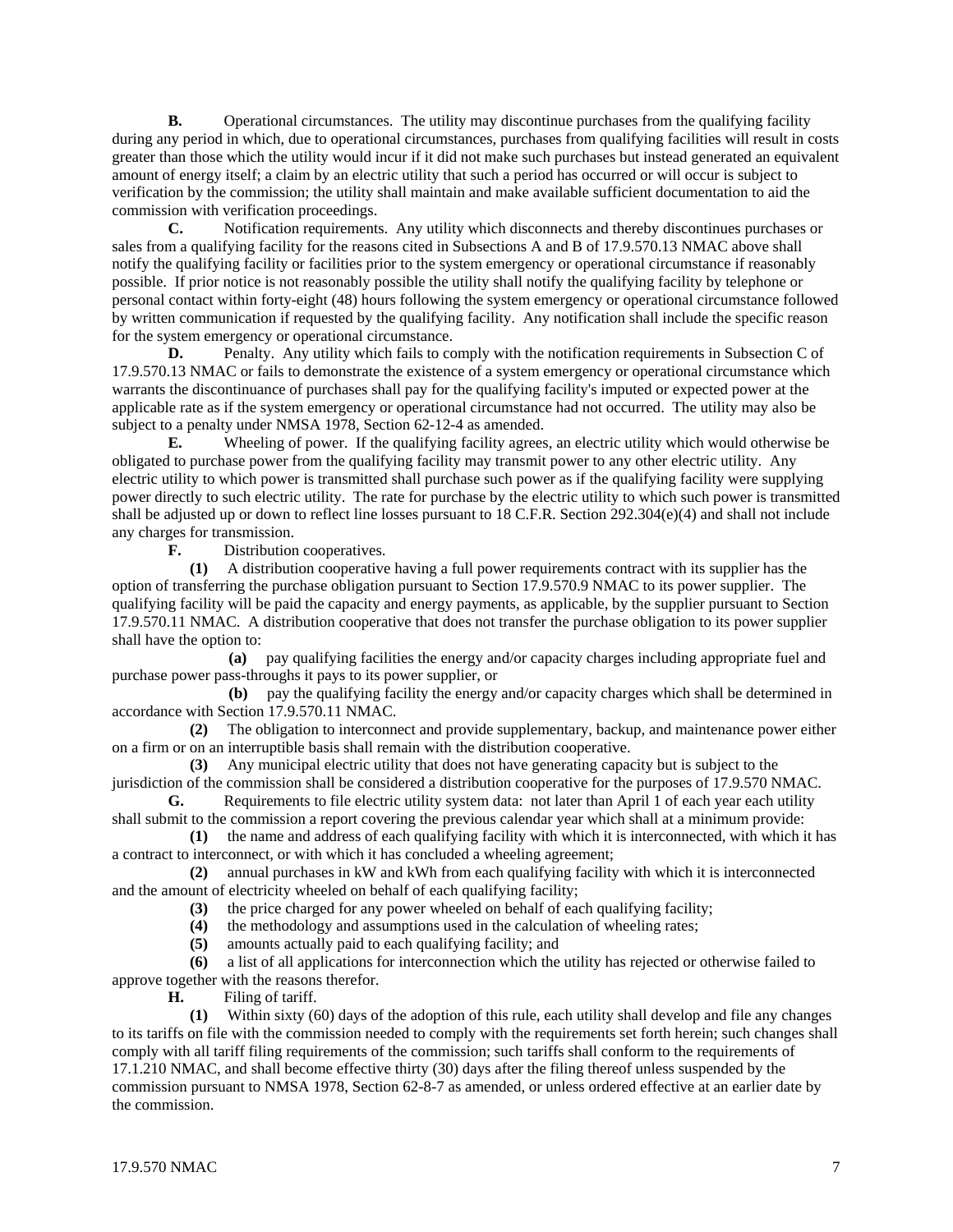**B.** Operational circumstances. The utility may discontinue purchases from the qualifying facility during any period in which, due to operational circumstances, purchases from qualifying facilities will result in costs greater than those which the utility would incur if it did not make such purchases but instead generated an equivalent amount of energy itself; a claim by an electric utility that such a period has occurred or will occur is subject to verification by the commission; the utility shall maintain and make available sufficient documentation to aid the commission with verification proceedings.

**C.** Notification requirements. Any utility which disconnects and thereby discontinues purchases or sales from a qualifying facility for the reasons cited in Subsections A and B of 17.9.570.13 NMAC above shall notify the qualifying facility or facilities prior to the system emergency or operational circumstance if reasonably possible. If prior notice is not reasonably possible the utility shall notify the qualifying facility by telephone or personal contact within forty-eight (48) hours following the system emergency or operational circumstance followed by written communication if requested by the qualifying facility. Any notification shall include the specific reason for the system emergency or operational circumstance.

**D.** Penalty. Any utility which fails to comply with the notification requirements in Subsection C of 17.9.570.13 NMAC or fails to demonstrate the existence of a system emergency or operational circumstance which warrants the discontinuance of purchases shall pay for the qualifying facility's imputed or expected power at the applicable rate as if the system emergency or operational circumstance had not occurred. The utility may also be subject to a penalty under NMSA 1978, Section 62-12-4 as amended.

**E.** Wheeling of power. If the qualifying facility agrees, an electric utility which would otherwise be obligated to purchase power from the qualifying facility may transmit power to any other electric utility. Any electric utility to which power is transmitted shall purchase such power as if the qualifying facility were supplying power directly to such electric utility. The rate for purchase by the electric utility to which such power is transmitted shall be adjusted up or down to reflect line losses pursuant to 18 C.F.R. Section 292.304(e)(4) and shall not include any charges for transmission.

**F.** Distribution cooperatives.

**(1)** A distribution cooperative having a full power requirements contract with its supplier has the option of transferring the purchase obligation pursuant to Section 17.9.570.9 NMAC to its power supplier. The qualifying facility will be paid the capacity and energy payments, as applicable, by the supplier pursuant to Section 17.9.570.11 NMAC. A distribution cooperative that does not transfer the purchase obligation to its power supplier shall have the option to:

**(a)** pay qualifying facilities the energy and/or capacity charges including appropriate fuel and purchase power pass-throughs it pays to its power supplier, or

**(b)** pay the qualifying facility the energy and/or capacity charges which shall be determined in accordance with Section 17.9.570.11 NMAC.

**(2)** The obligation to interconnect and provide supplementary, backup, and maintenance power either on a firm or on an interruptible basis shall remain with the distribution cooperative.

**(3)** Any municipal electric utility that does not have generating capacity but is subject to the jurisdiction of the commission shall be considered a distribution cooperative for the purposes of 17.9.570 NMAC.

**G.** Requirements to file electric utility system data: not later than April 1 of each year each utility shall submit to the commission a report covering the previous calendar year which shall at a minimum provide:

**(1)** the name and address of each qualifying facility with which it is interconnected, with which it has a contract to interconnect, or with which it has concluded a wheeling agreement;

**(2)** annual purchases in kW and kWh from each qualifying facility with which it is interconnected and the amount of electricity wheeled on behalf of each qualifying facility;

**(3)** the price charged for any power wheeled on behalf of each qualifying facility;

**(4)** the methodology and assumptions used in the calculation of wheeling rates;

**(5)** amounts actually paid to each qualifying facility; and

**(6)** a list of all applications for interconnection which the utility has rejected or otherwise failed to approve together with the reasons therefor.

**H.** Filing of tariff.

**(1)** Within sixty (60) days of the adoption of this rule, each utility shall develop and file any changes to its tariffs on file with the commission needed to comply with the requirements set forth herein; such changes shall comply with all tariff filing requirements of the commission; such tariffs shall conform to the requirements of 17.1.210 NMAC, and shall become effective thirty (30) days after the filing thereof unless suspended by the commission pursuant to NMSA 1978, Section 62-8-7 as amended, or unless ordered effective at an earlier date by the commission.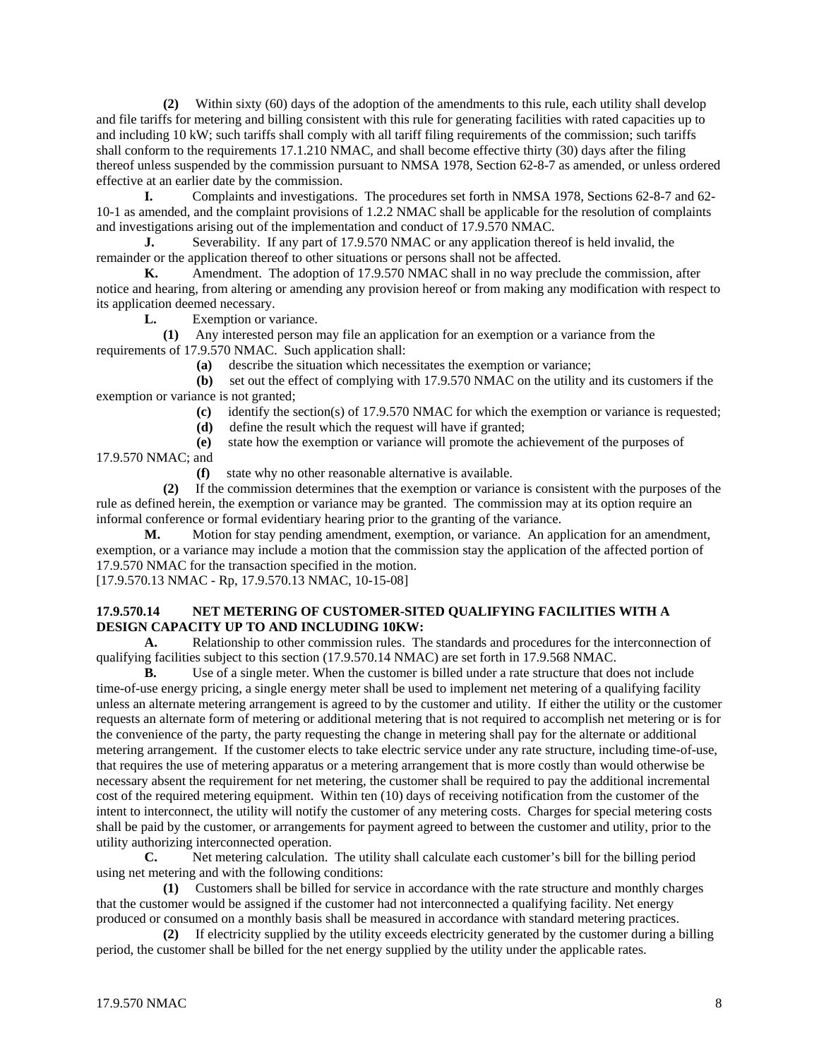**(2)** Within sixty (60) days of the adoption of the amendments to this rule, each utility shall develop and file tariffs for metering and billing consistent with this rule for generating facilities with rated capacities up to and including 10 kW; such tariffs shall comply with all tariff filing requirements of the commission; such tariffs shall conform to the requirements 17.1.210 NMAC, and shall become effective thirty (30) days after the filing thereof unless suspended by the commission pursuant to NMSA 1978, Section 62-8-7 as amended, or unless ordered effective at an earlier date by the commission.

**I.** Complaints and investigations. The procedures set forth in NMSA 1978, Sections 62-8-7 and 62-10-1 as amended, and the complaint provisions of 1.2.2 NMAC shall be applicable for the resolution of complaints and investigations arising out of the implementation and conduct of 17.9.570 NMAC.

**J.** Severability. If any part of 17.9.570 NMAC or any application thereof is held invalid, the remainder or the application thereof to other situations or persons shall not be affected.

**K.** Amendment. The adoption of 17.9.570 NMAC shall in no way preclude the commission, after notice and hearing, from altering or amending any provision hereof or from making any modification with respect to its application deemed necessary.

**L.** Exemption or variance.

**(1)** Any interested person may file an application for an exemption or a variance from the requirements of 17.9.570 NMAC. Such application shall:

**(a)** describe the situation which necessitates the exemption or variance;

**(b)** set out the effect of complying with 17.9.570 NMAC on the utility and its customers if the exemption or variance is not granted;

**(c)** identify the section(s) of 17.9.570 NMAC for which the exemption or variance is requested;

**(d)** define the result which the request will have if granted;

**(e)** state how the exemption or variance will promote the achievement of the purposes of 17.9.570 NMAC; and

**(f)** state why no other reasonable alternative is available.

**(2)** If the commission determines that the exemption or variance is consistent with the purposes of the rule as defined herein, the exemption or variance may be granted. The commission may at its option require an informal conference or formal evidentiary hearing prior to the granting of the variance.

**M.** Motion for stay pending amendment, exemption, or variance. An application for an amendment, exemption, or a variance may include a motion that the commission stay the application of the affected portion of 17.9.570 NMAC for the transaction specified in the motion.

[17.9.570.13 NMAC - Rp, 17.9.570.13 NMAC, 10-15-08]

**17.9.570.14 NET METERING OF CUSTOMER-SITED QUALIFYING FACILITIES WITH A DESIGN CAPACITY UP TO AND INCLUDING 10KW:**

**A.** Relationship to other commission rules. The standards and procedures for the interconnection of qualifying facilities subject to this section (17.9.570.14 NMAC) are set forth in 17.9.568 NMAC.

**B.** Use of a single meter. When the customer is billed under a rate structure that does not include time-of-use energy pricing, a single energy meter shall be used to implement net metering of a qualifying facility unless an alternate metering arrangement is agreed to by the customer and utility. If either the utility or the customer requests an alternate form of metering or additional metering that is not required to accomplish net metering or is for the convenience of the party, the party requesting the change in metering shall pay for the alternate or additional metering arrangement. If the customer elects to take electric service under any rate structure, including time-of-use, that requires the use of metering apparatus or a metering arrangement that is more costly than would otherwise be necessary absent the requirement for net metering, the customer shall be required to pay the additional incremental cost of the required metering equipment. Within ten (10) days of receiving notification from the customer of the intent to interconnect, the utility will notify the customer of any metering costs. Charges for special metering costs shall be paid by the customer, or arrangements for payment agreed to between the customer and utility, prior to the utility authorizing interconnected operation.

**C.** Net metering calculation. The utility shall calculate each customer's bill for the billing period using net metering and with the following conditions:

**(1)** Customers shall be billed for service in accordance with the rate structure and monthly charges that the customer would be assigned if the customer had not interconnected a qualifying facility. Net energy produced or consumed on a monthly basis shall be measured in accordance with standard metering practices.

**(2)** If electricity supplied by the utility exceeds electricity generated by the customer during a billing period, the customer shall be billed for the net energy supplied by the utility under the applicable rates.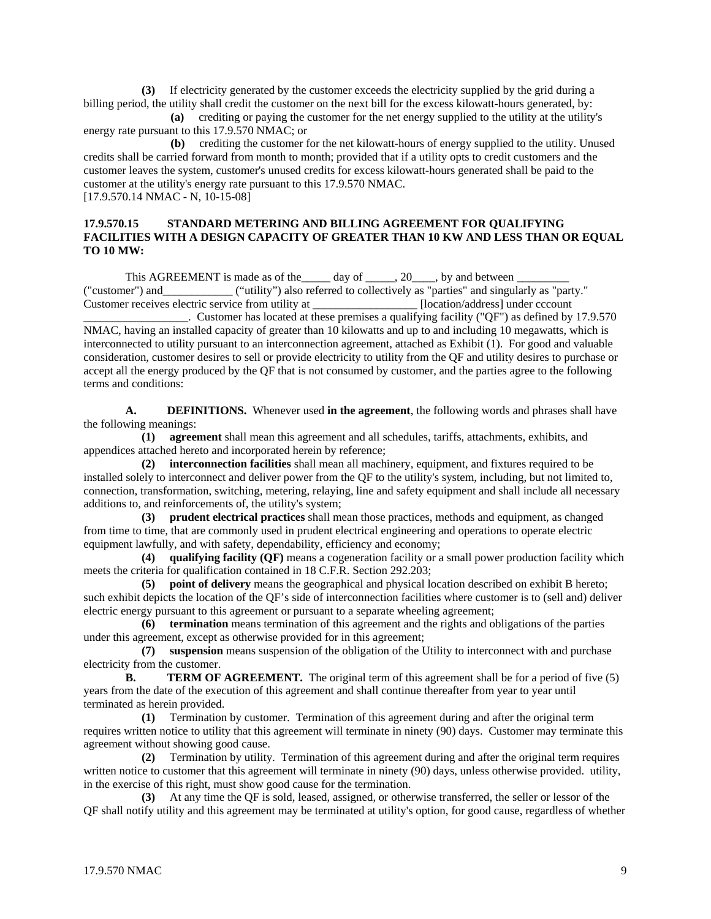**(3)** If electricity generated by the customer exceeds the electricity supplied by the grid during a billing period, the utility shall credit the customer on the next bill for the excess kilowatt-hours generated, by:

**(a)** crediting or paying the customer for the net energy supplied to the utility at the utility's energy rate pursuant to this 17.9.570 NMAC; or

**(b)** crediting the customer for the net kilowatt-hours of energy supplied to the utility. Unused credits shall be carried forward from month to month; provided that if a utility opts to credit customers and the customer leaves the system, customer's unused credits for excess kilowatt-hours generated shall be paid to the customer at the utility's energy rate pursuant to this 17.9.570 NMAC.

[17.9.570.14 NMAC - N, 10-15-08]

**17.9.570.15 STANDARD METERING AND BILLING AGREEMENT FOR QUALIFYING FACILITIES WITH A DESIGN CAPACITY OF GREATER THAN 10 KW AND LESS THAN OR EQUAL TO 10 MW:**

This AGREEMENT is made as of the_____ day of _____, 20____, by and between _________ ("customer") and____________ ("utility") also referred to collectively as "parties" and singularly as "party." Customer receives electric service from utility at __________________ [location/address] under cccount __________________. Customer has located at these premises a qualifying facility ("QF") as defined by 17.9.570 NMAC, having an installed capacity of greater than 10 kilowatts and up to and including 10 megawatts, which is interconnected to utility pursuant to an interconnection agreement, attached as Exhibit (1). For good and valuable consideration, customer desires to sell or provide electricity to utility from the QF and utility desires to purchase or accept all the energy produced by the QF that is not consumed by customer, and the parties agree to the following terms and conditions:

**A. DEFINITIONS.** Whenever used **in the agreement**, the following words and phrases shall have the following meanings:

**(1) agreement** shall mean this agreement and all schedules, tariffs, attachments, exhibits, and appendices attached hereto and incorporated herein by reference;

**(2) interconnection facilities** shall mean all machinery, equipment, and fixtures required to be installed solely to interconnect and deliver power from the QF to the utility's system, including, but not limited to, connection, transformation, switching, metering, relaying, line and safety equipment and shall include all necessary additions to, and reinforcements of, the utility's system;

**(3) prudent electrical practices** shall mean those practices, methods and equipment, as changed from time to time, that are commonly used in prudent electrical engineering and operations to operate electric equipment lawfully, and with safety, dependability, efficiency and economy;

**(4) qualifying facility (QF)** means a cogeneration facility or a small power production facility which meets the criteria for qualification contained in 18 C.F.R. Section 292.203;

**(5) point of delivery** means the geographical and physical location described on exhibit B hereto; such exhibit depicts the location of the QF's side of interconnection facilities where customer is to (sell and) deliver electric energy pursuant to this agreement or pursuant to a separate wheeling agreement;

**(6) termination** means termination of this agreement and the rights and obligations of the parties under this agreement, except as otherwise provided for in this agreement;

**(7) suspension** means suspension of the obligation of the Utility to interconnect with and purchase electricity from the customer.

**B. TERM OF AGREEMENT.** The original term of this agreement shall be for a period of five (5) years from the date of the execution of this agreement and shall continue thereafter from year to year until terminated as herein provided.

**(1)** Termination by customer. Termination of this agreement during and after the original term requires written notice to utility that this agreement will terminate in ninety (90) days. Customer may terminate this agreement without showing good cause.

**(2)** Termination by utility. Termination of this agreement during and after the original term requires written notice to customer that this agreement will terminate in ninety (90) days, unless otherwise provided. utility, in the exercise of this right, must show good cause for the termination.

**(3)** At any time the QF is sold, leased, assigned, or otherwise transferred, the seller or lessor of the QF shall notify utility and this agreement may be terminated at utility's option, for good cause, regardless of whether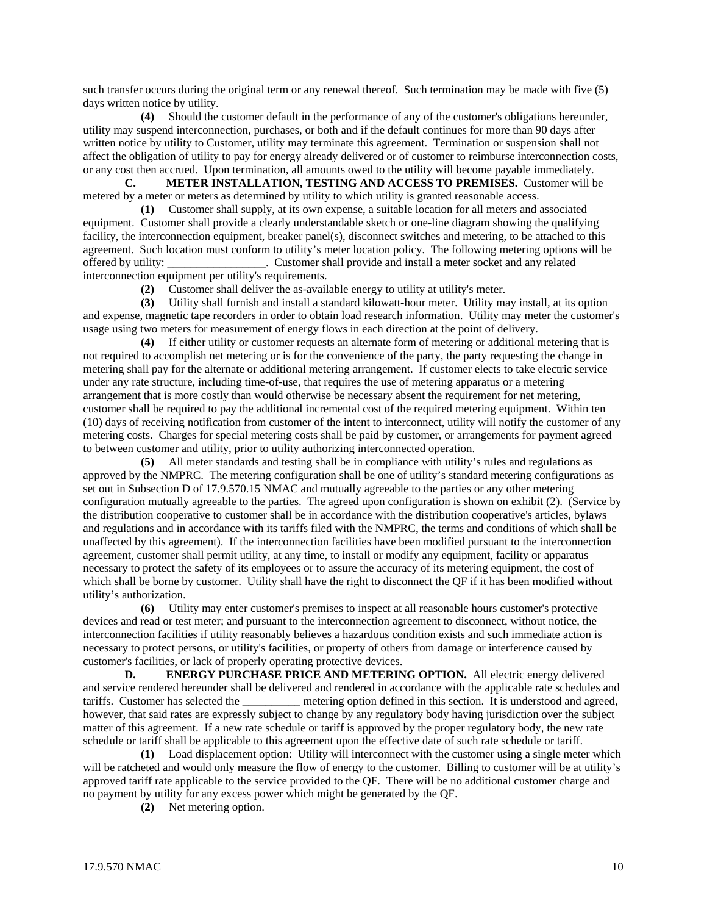such transfer occurs during the original term or any renewal thereof. Such termination may be made with five (5) days written notice by utility.

**(4)** Should the customer default in the performance of any of the customer's obligations hereunder, utility may suspend interconnection, purchases, or both and if the default continues for more than 90 days after written notice by utility to Customer, utility may terminate this agreement. Termination or suspension shall not affect the obligation of utility to pay for energy already delivered or of customer to reimburse interconnection costs, or any cost then accrued. Upon termination, all amounts owed to the utility will become payable immediately.

**C. METER INSTALLATION, TESTING AND ACCESS TO PREMISES.** Customer will be metered by a meter or meters as determined by utility to which utility is granted reasonable access.

**(1)** Customer shall supply, at its own expense, a suitable location for all meters and associated equipment. Customer shall provide a clearly understandable sketch or one-line diagram showing the qualifying facility, the interconnection equipment, breaker panel(s), disconnect switches and metering, to be attached to this agreement. Such location must conform to utility's meter location policy. The following metering options will be offered by utility: _________________. Customer shall provide and install a meter socket and any related interconnection equipment per utility's requirements.

**(2)** Customer shall deliver the as-available energy to utility at utility's meter.

**(3)** Utility shall furnish and install a standard kilowatt-hour meter. Utility may install, at its option and expense, magnetic tape recorders in order to obtain load research information. Utility may meter the customer's usage using two meters for measurement of energy flows in each direction at the point of delivery.

**(4)** If either utility or customer requests an alternate form of metering or additional metering that is not required to accomplish net metering or is for the convenience of the party, the party requesting the change in metering shall pay for the alternate or additional metering arrangement. If customer elects to take electric service under any rate structure, including time-of-use, that requires the use of metering apparatus or a metering arrangement that is more costly than would otherwise be necessary absent the requirement for net metering, customer shall be required to pay the additional incremental cost of the required metering equipment. Within ten (10) days of receiving notification from customer of the intent to interconnect, utility will notify the customer of any metering costs. Charges for special metering costs shall be paid by customer, or arrangements for payment agreed to between customer and utility, prior to utility authorizing interconnected operation.

**(5)** All meter standards and testing shall be in compliance with utility's rules and regulations as approved by the NMPRC. The metering configuration shall be one of utility's standard metering configurations as set out in Subsection D of 17.9.570.15 NMAC and mutually agreeable to the parties or any other metering configuration mutually agreeable to the parties. The agreed upon configuration is shown on exhibit (2). (Service by the distribution cooperative to customer shall be in accordance with the distribution cooperative's articles, bylaws and regulations and in accordance with its tariffs filed with the NMPRC, the terms and conditions of which shall be unaffected by this agreement). If the interconnection facilities have been modified pursuant to the interconnection agreement, customer shall permit utility, at any time, to install or modify any equipment, facility or apparatus necessary to protect the safety of its employees or to assure the accuracy of its metering equipment, the cost of which shall be borne by customer. Utility shall have the right to disconnect the QF if it has been modified without utility's authorization.

**(6)** Utility may enter customer's premises to inspect at all reasonable hours customer's protective devices and read or test meter; and pursuant to the interconnection agreement to disconnect, without notice, the interconnection facilities if utility reasonably believes a hazardous condition exists and such immediate action is necessary to protect persons, or utility's facilities, or property of others from damage or interference caused by customer's facilities, or lack of properly operating protective devices.

**D. ENERGY PURCHASE PRICE AND METERING OPTION.** All electric energy delivered and service rendered hereunder shall be delivered and rendered in accordance with the applicable rate schedules and tariffs. Customer has selected the __________ metering option defined in this section. It is understood and agreed, however, that said rates are expressly subject to change by any regulatory body having jurisdiction over the subject matter of this agreement. If a new rate schedule or tariff is approved by the proper regulatory body, the new rate schedule or tariff shall be applicable to this agreement upon the effective date of such rate schedule or tariff.

**(1)** Load displacement option: Utility will interconnect with the customer using a single meter which will be ratcheted and would only measure the flow of energy to the customer. Billing to customer will be at utility's approved tariff rate applicable to the service provided to the QF. There will be no additional customer charge and no payment by utility for any excess power which might be generated by the QF.

**(2)** Net metering option.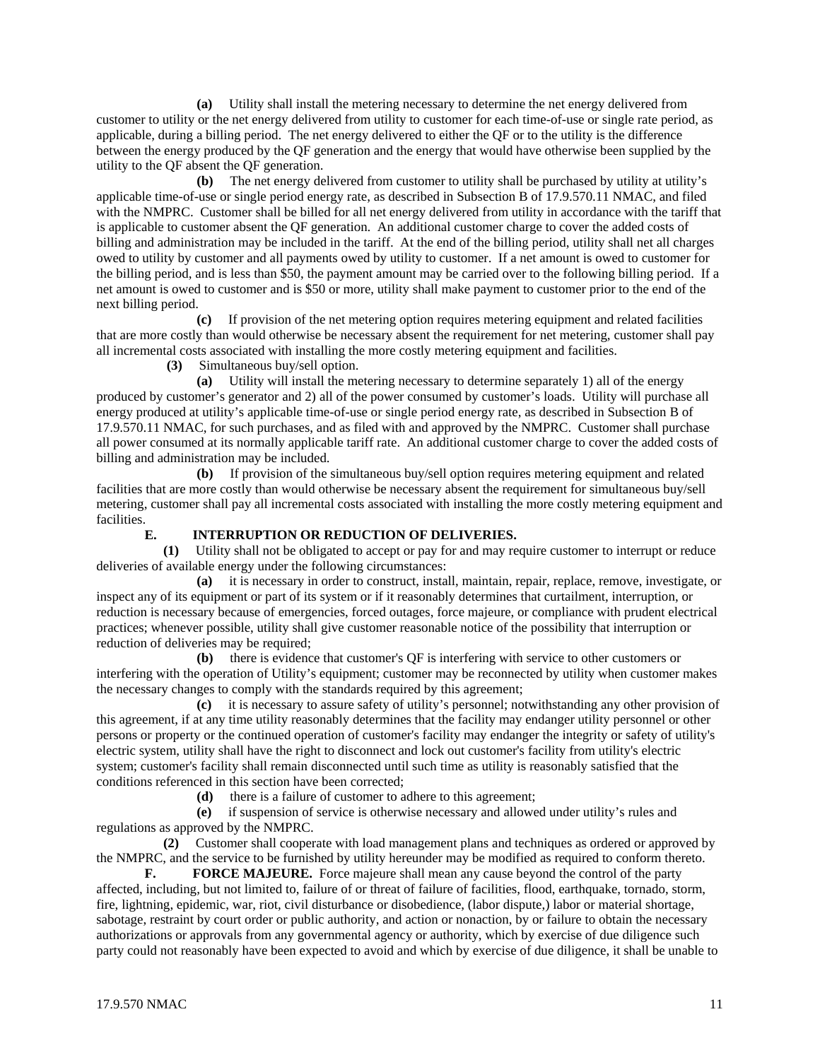**(a)** Utility shall install the metering necessary to determine the net energy delivered from customer to utility or the net energy delivered from utility to customer for each time-of-use or single rate period, as applicable, during a billing period. The net energy delivered to either the QF or to the utility is the difference between the energy produced by the QF generation and the energy that would have otherwise been supplied by the utility to the QF absent the QF generation.

**(b)** The net energy delivered from customer to utility shall be purchased by utility at utility's applicable time-of-use or single period energy rate, as described in Subsection B of 17.9.570.11 NMAC, and filed with the NMPRC. Customer shall be billed for all net energy delivered from utility in accordance with the tariff that is applicable to customer absent the QF generation. An additional customer charge to cover the added costs of billing and administration may be included in the tariff. At the end of the billing period, utility shall net all charges owed to utility by customer and all payments owed by utility to customer. If a net amount is owed to customer for the billing period, and is less than $50, the payment amount may be carried over to the following billing period. If a net amount is owed to customer and is $50 or more, utility shall make payment to customer prior to the end of the next billing period.

**(c)** If provision of the net metering option requires metering equipment and related facilities that are more costly than would otherwise be necessary absent the requirement for net metering, customer shall pay all incremental costs associated with installing the more costly metering equipment and facilities.

**(3)** Simultaneous buy/sell option.

**(a)** Utility will install the metering necessary to determine separately 1) all of the energy produced by customer's generator and 2) all of the power consumed by customer's loads. Utility will purchase all energy produced at utility's applicable time-of-use or single period energy rate, as described in Subsection B of 17.9.570.11 NMAC, for such purchases, and as filed with and approved by the NMPRC. Customer shall purchase all power consumed at its normally applicable tariff rate. An additional customer charge to cover the added costs of billing and administration may be included.

**(b)** If provision of the simultaneous buy/sell option requires metering equipment and related facilities that are more costly than would otherwise be necessary absent the requirement for simultaneous buy/sell metering, customer shall pay all incremental costs associated with installing the more costly metering equipment and facilities.

**E. INTERRUPTION OR REDUCTION OF DELIVERIES.**

**(1)** Utility shall not be obligated to accept or pay for and may require customer to interrupt or reduce deliveries of available energy under the following circumstances:

**(a)** it is necessary in order to construct, install, maintain, repair, replace, remove, investigate, or inspect any of its equipment or part of its system or if it reasonably determines that curtailment, interruption, or reduction is necessary because of emergencies, forced outages, force majeure, or compliance with prudent electrical practices; whenever possible, utility shall give customer reasonable notice of the possibility that interruption or reduction of deliveries may be required;

**(b)** there is evidence that customer's QF is interfering with service to other customers or interfering with the operation of Utility's equipment; customer may be reconnected by utility when customer makes the necessary changes to comply with the standards required by this agreement;

**(c)** it is necessary to assure safety of utility's personnel; notwithstanding any other provision of this agreement, if at any time utility reasonably determines that the facility may endanger utility personnel or other persons or property or the continued operation of customer's facility may endanger the integrity or safety of utility's electric system, utility shall have the right to disconnect and lock out customer's facility from utility's electric system; customer's facility shall remain disconnected until such time as utility is reasonably satisfied that the conditions referenced in this section have been corrected;

**(d)** there is a failure of customer to adhere to this agreement;

**(e)** if suspension of service is otherwise necessary and allowed under utility's rules and regulations as approved by the NMPRC.

**(2)** Customer shall cooperate with load management plans and techniques as ordered or approved by the NMPRC, and the service to be furnished by utility hereunder may be modified as required to conform thereto.

**F. FORCE MAJEURE.** Force majeure shall mean any cause beyond the control of the party affected, including, but not limited to, failure of or threat of failure of facilities, flood, earthquake, tornado, storm, fire, lightning, epidemic, war, riot, civil disturbance or disobedience, (labor dispute,) labor or material shortage, sabotage, restraint by court order or public authority, and action or nonaction, by or failure to obtain the necessary authorizations or approvals from any governmental agency or authority, which by exercise of due diligence such party could not reasonably have been expected to avoid and which by exercise of due diligence, it shall be unable to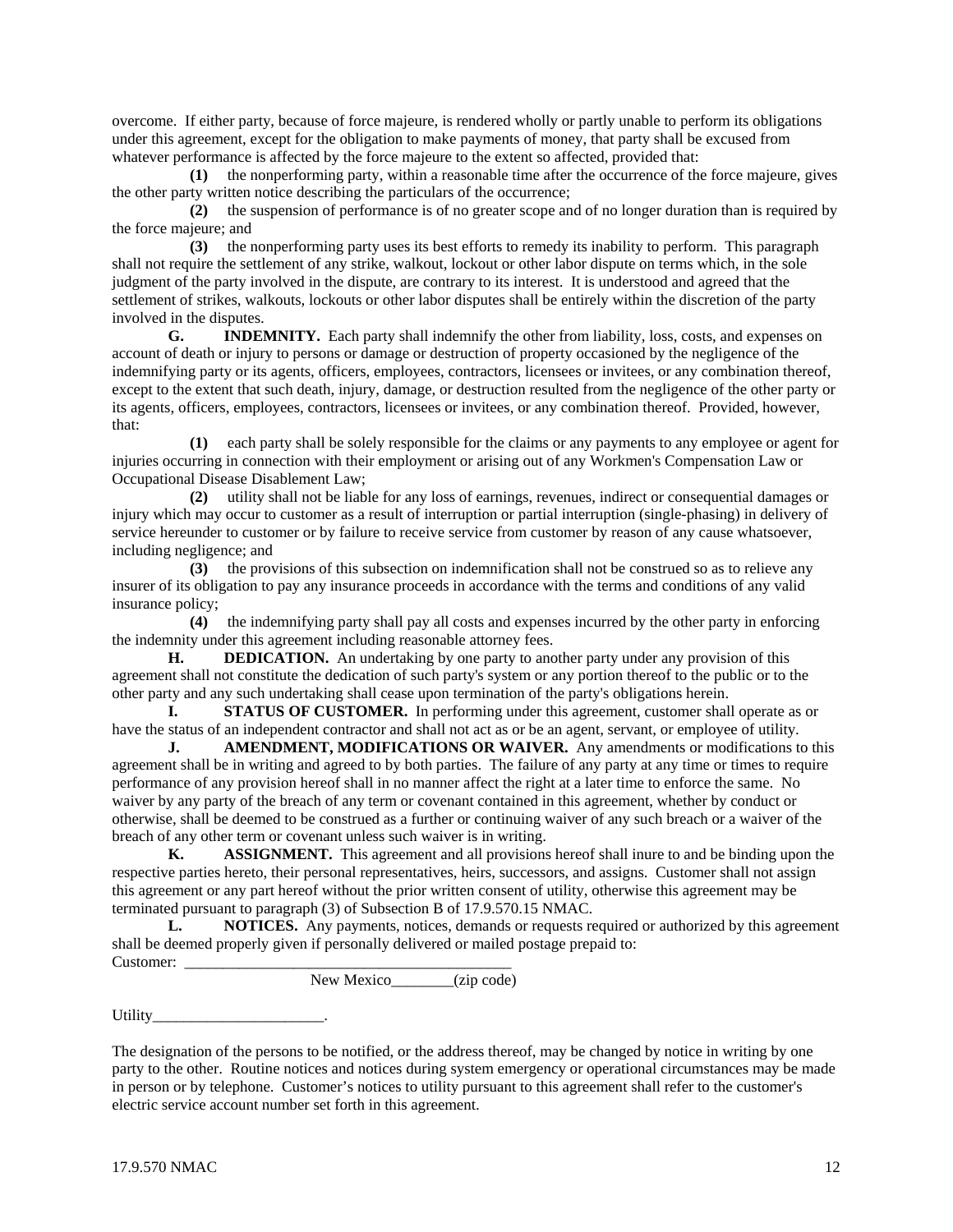overcome. If either party, because of force majeure, is rendered wholly or partly unable to perform its obligations under this agreement, except for the obligation to make payments of money, that party shall be excused from whatever performance is affected by the force majeure to the extent so affected, provided that:

**(1)** the nonperforming party, within a reasonable time after the occurrence of the force majeure, gives the other party written notice describing the particulars of the occurrence;

**(2)** the suspension of performance is of no greater scope and of no longer duration than is required by the force majeure; and

**(3)** the nonperforming party uses its best efforts to remedy its inability to perform. This paragraph shall not require the settlement of any strike, walkout, lockout or other labor dispute on terms which, in the sole judgment of the party involved in the dispute, are contrary to its interest. It is understood and agreed that the settlement of strikes, walkouts, lockouts or other labor disputes shall be entirely within the discretion of the party involved in the disputes.

**G. INDEMNITY.** Each party shall indemnify the other from liability, loss, costs, and expenses on account of death or injury to persons or damage or destruction of property occasioned by the negligence of the indemnifying party or its agents, officers, employees, contractors, licensees or invitees, or any combination thereof, except to the extent that such death, injury, damage, or destruction resulted from the negligence of the other party or its agents, officers, employees, contractors, licensees or invitees, or any combination thereof. Provided, however, that:

**(1)** each party shall be solely responsible for the claims or any payments to any employee or agent for injuries occurring in connection with their employment or arising out of any Workmen's Compensation Law or Occupational Disease Disablement Law;

**(2)** utility shall not be liable for any loss of earnings, revenues, indirect or consequential damages or injury which may occur to customer as a result of interruption or partial interruption (single-phasing) in delivery of service hereunder to customer or by failure to receive service from customer by reason of any cause whatsoever, including negligence; and

**(3)** the provisions of this subsection on indemnification shall not be construed so as to relieve any insurer of its obligation to pay any insurance proceeds in accordance with the terms and conditions of any valid insurance policy;

**(4)** the indemnifying party shall pay all costs and expenses incurred by the other party in enforcing the indemnity under this agreement including reasonable attorney fees.

**H. DEDICATION.** An undertaking by one party to another party under any provision of this agreement shall not constitute the dedication of such party's system or any portion thereof to the public or to the other party and any such undertaking shall cease upon termination of the party's obligations herein.

**I. STATUS OF CUSTOMER.** In performing under this agreement, customer shall operate as or have the status of an independent contractor and shall not act as or be an agent, servant, or employee of utility.

**J. AMENDMENT, MODIFICATIONS OR WAIVER.** Any amendments or modifications to this agreement shall be in writing and agreed to by both parties. The failure of any party at any time or times to require performance of any provision hereof shall in no manner affect the right at a later time to enforce the same. No waiver by any party of the breach of any term or covenant contained in this agreement, whether by conduct or otherwise, shall be deemed to be construed as a further or continuing waiver of any such breach or a waiver of the breach of any other term or covenant unless such waiver is in writing.

**K. ASSIGNMENT.** This agreement and all provisions hereof shall inure to and be binding upon the respective parties hereto, their personal representatives, heirs, successors, and assigns. Customer shall not assign this agreement or any part hereof without the prior written consent of utility, otherwise this agreement may be terminated pursuant to paragraph (3) of Subsection B of 17.9.570.15 NMAC.

**L. NOTICES.** Any payments, notices, demands or requests required or authorized by this agreement shall be deemed properly given if personally delivered or mailed postage prepaid to:

Customer: ___________________________________________

New Mexico________(zip code)

Utility______________________.

The designation of the persons to be notified, or the address thereof, may be changed by notice in writing by one party to the other. Routine notices and notices during system emergency or operational circumstances may be made in person or by telephone. Customer's notices to utility pursuant to this agreement shall refer to the customer's electric service account number set forth in this agreement.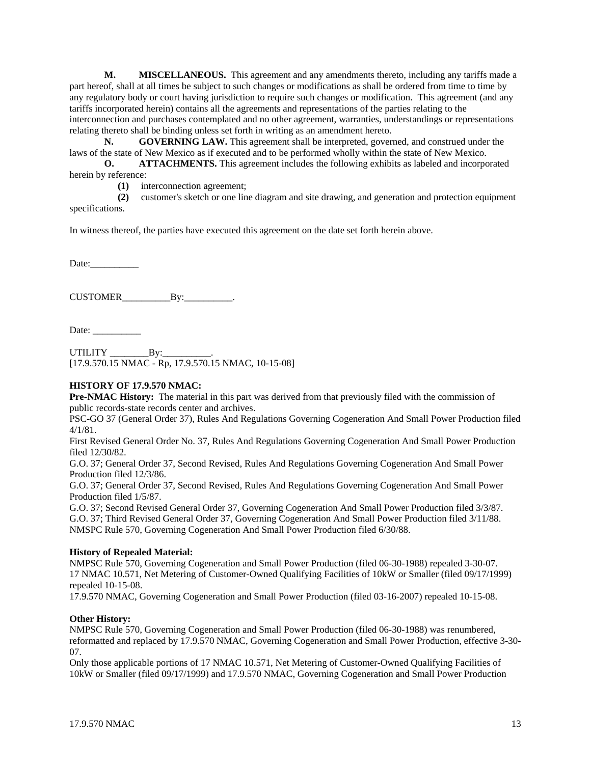**M. MISCELLANEOUS.** This agreement and any amendments thereto, including any tariffs made a part hereof, shall at all times be subject to such changes or modifications as shall be ordered from time to time by any regulatory body or court having jurisdiction to require such changes or modification. This agreement (and any tariffs incorporated herein) contains all the agreements and representations of the parties relating to the interconnection and purchases contemplated and no other agreement, warranties, understandings or representations relating thereto shall be binding unless set forth in writing as an amendment hereto.

**N. GOVERNING LAW.** This agreement shall be interpreted, governed, and construed under the laws of the state of New Mexico as if executed and to be performed wholly within the state of New Mexico.

**O. ATTACHMENTS.** This agreement includes the following exhibits as labeled and incorporated herein by reference:

**(1)** interconnection agreement;

**(2)** customer's sketch or one line diagram and site drawing, and generation and protection equipment specifications.

In witness thereof, the parties have executed this agreement on the date set forth herein above.

Date:__________

CUSTOMER__________By:__________.

Date: __________

UTILITY ________By:__________.

[17.9.570.15 NMAC - Rp, 17.9.570.15 NMAC, 10-15-08]

**HISTORY OF 17.9.570 NMAC:**

**Pre-NMAC History:** The material in this part was derived from that previously filed with the commission of public records-state records center and archives.

PSC-GO 37 (General Order 37), Rules And Regulations Governing Cogeneration And Small Power Production filed 4/1/81.

First Revised General Order No. 37, Rules And Regulations Governing Cogeneration And Small Power Production filed 12/30/82.

G.O. 37; General Order 37, Second Revised, Rules And Regulations Governing Cogeneration And Small Power Production filed 12/3/86.

G.O. 37; General Order 37, Second Revised, Rules And Regulations Governing Cogeneration And Small Power Production filed 1/5/87.

G.O. 37; Second Revised General Order 37, Governing Cogeneration And Small Power Production filed 3/3/87.

G.O. 37; Third Revised General Order 37, Governing Cogeneration And Small Power Production filed 3/11/88.

NMSPC Rule 570, Governing Cogeneration And Small Power Production filed 6/30/88.

**History of Repealed Material:**

NMPSC Rule 570, Governing Cogeneration and Small Power Production (filed 06-30-1988) repealed 3-30-07.

17 NMAC 10.571, Net Metering of Customer-Owned Qualifying Facilities of 10kW or Smaller (filed 09/17/1999) repealed 10-15-08.

17.9.570 NMAC, Governing Cogeneration and Small Power Production (filed 03-16-2007) repealed 10-15-08.

**Other History:**

NMPSC Rule 570, Governing Cogeneration and Small Power Production (filed 06-30-1988) was renumbered, reformatted and replaced by 17.9.570 NMAC, Governing Cogeneration and Small Power Production, effective 3-30-07.

Only those applicable portions of 17 NMAC 10.571, Net Metering of Customer-Owned Qualifying Facilities of 10kW or Smaller (filed 09/17/1999) and 17.9.570 NMAC, Governing Cogeneration and Small Power Production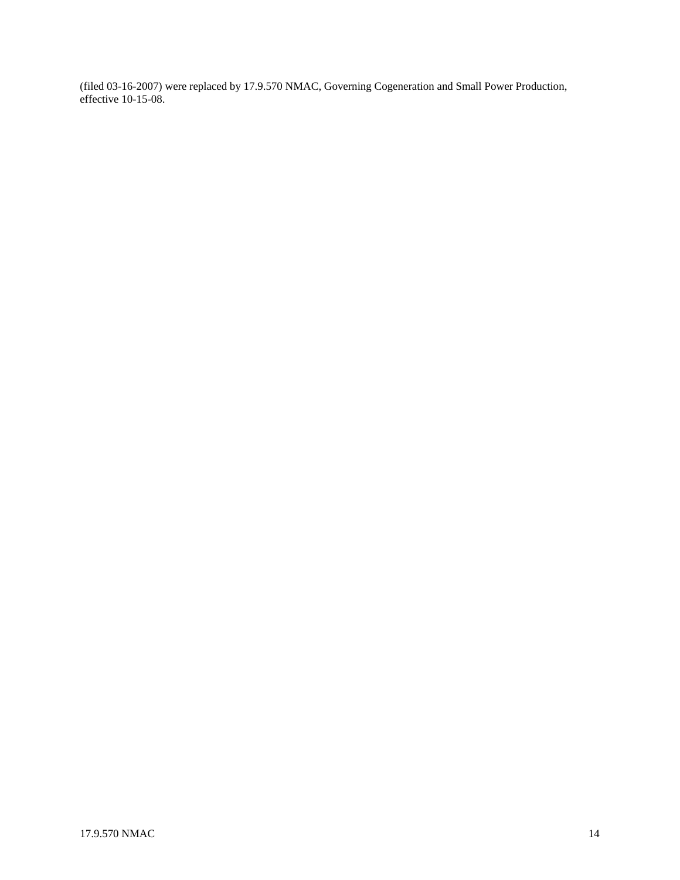(filed 03-16-2007) were replaced by 17.9.570 NMAC, Governing Cogeneration and Small Power Production, effective 10-15-08.